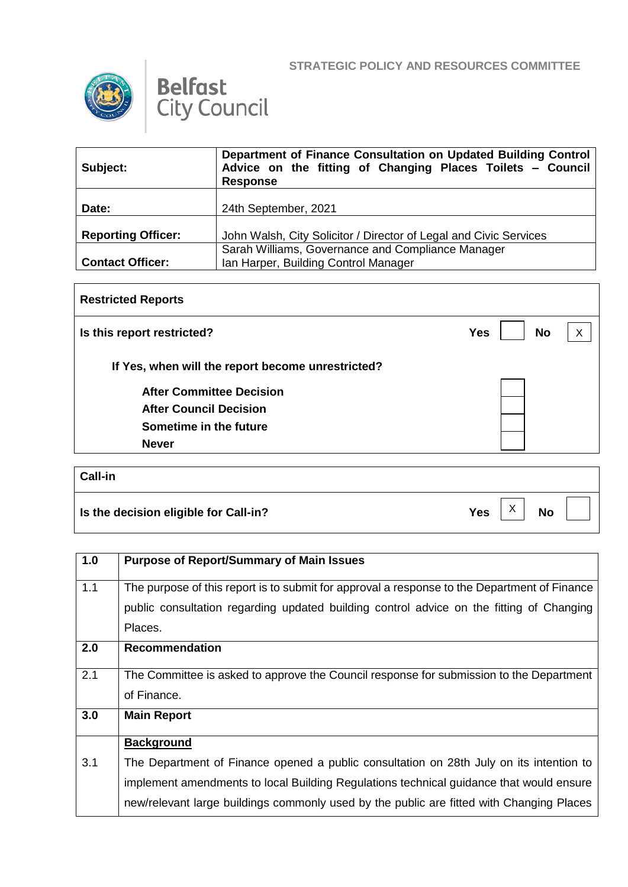STRATEGIC POLICY AND RESOURCES COMMITTEE

Belfast City Council

| | |
|---|---|
| **Subject:** | **Department of Finance Consultation on Updated Building Control Advice on the fitting of Changing Places Toilets – Council Response** |
| **Date:** | 24th September, 2021 |
| **Reporting Officer:** | John Walsh, City Solicitor / Director of Legal and Civic Services |
| **Contact Officer:** | Sarah Williams, Governance and Compliance Manager<br>Ian Harper, Building Control Manager |

| **Restricted Reports** | | | | |
|---|---|---|---|---|
| **Is this report restricted?** | **Yes** | | **No** | X |
| **If Yes, when will the report become unrestricted?** | | | | |
| **After Committee Decision** | | | | |
| **After Council Decision** | | | | |
| **Sometime in the future** | | | | |
| **Never** | | | | |

| **Call-in** | | | | |
|---|---|---|---|---|
| **Is the decision eligible for Call-in?** | **Yes** | X | **No** | |

| | |
|---|---|
| **1.0** | **Purpose of Report/Summary of Main Issues** |
| 1.1 | The purpose of this report is to submit for approval a response to the Department of Finance public consultation regarding updated building control advice on the fitting of Changing Places. |
| **2.0** | **Recommendation** |
| 2.1 | The Committee is asked to approve the Council response for submission to the Department of Finance. |
| **3.0** | **Main Report** |
| | **<u>Background</u>** |
| 3.1 | The Department of Finance opened a public consultation on 28th July on its intention to implement amendments to local Building Regulations technical guidance that would ensure new/relevant large buildings commonly used by the public are fitted with Changing Places |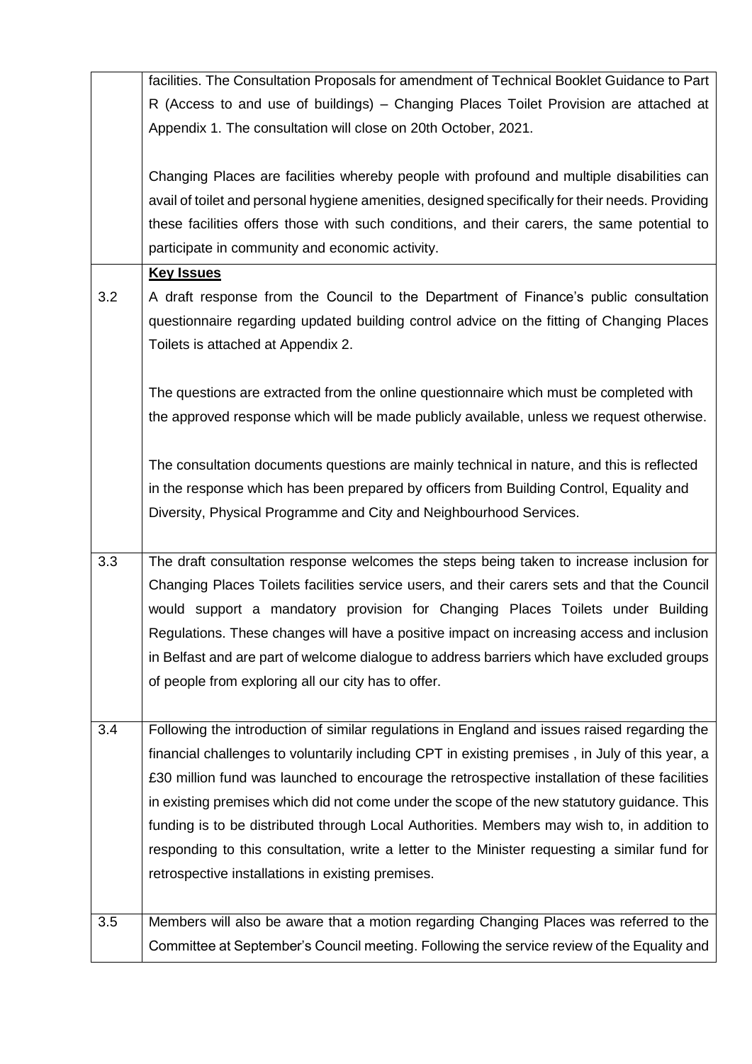| | |
|---|---|
| | facilities. The Consultation Proposals for amendment of Technical Booklet Guidance to Part R (Access to and use of buildings) – Changing Places Toilet Provision are attached at Appendix 1. The consultation will close on 20th October, 2021.<br><br>Changing Places are facilities whereby people with profound and multiple disabilities can avail of toilet and personal hygiene amenities, designed specifically for their needs. Providing these facilities offers those with such conditions, and their carers, the same potential to participate in community and economic activity. |
| 3.2 | **Key Issues**<br>A draft response from the Council to the Department of Finance's public consultation questionnaire regarding updated building control advice on the fitting of Changing Places Toilets is attached at Appendix 2.<br><br>The questions are extracted from the online questionnaire which must be completed with the approved response which will be made publicly available, unless we request otherwise.<br><br>The consultation documents questions are mainly technical in nature, and this is reflected in the response which has been prepared by officers from Building Control, Equality and Diversity, Physical Programme and City and Neighbourhood Services. |
| 3.3 | The draft consultation response welcomes the steps being taken to increase inclusion for Changing Places Toilets facilities service users, and their carers sets and that the Council would support a mandatory provision for Changing Places Toilets under Building Regulations. These changes will have a positive impact on increasing access and inclusion in Belfast and are part of welcome dialogue to address barriers which have excluded groups of people from exploring all our city has to offer. |
| 3.4 | Following the introduction of similar regulations in England and issues raised regarding the financial challenges to voluntarily including CPT in existing premises , in July of this year, a £30 million fund was launched to encourage the retrospective installation of these facilities in existing premises which did not come under the scope of the new statutory guidance. This funding is to be distributed through Local Authorities. Members may wish to, in addition to responding to this consultation, write a letter to the Minister requesting a similar fund for retrospective installations in existing premises. |
| 3.5 | Members will also be aware that a motion regarding Changing Places was referred to the Committee at September's Council meeting. Following the service review of the Equality and |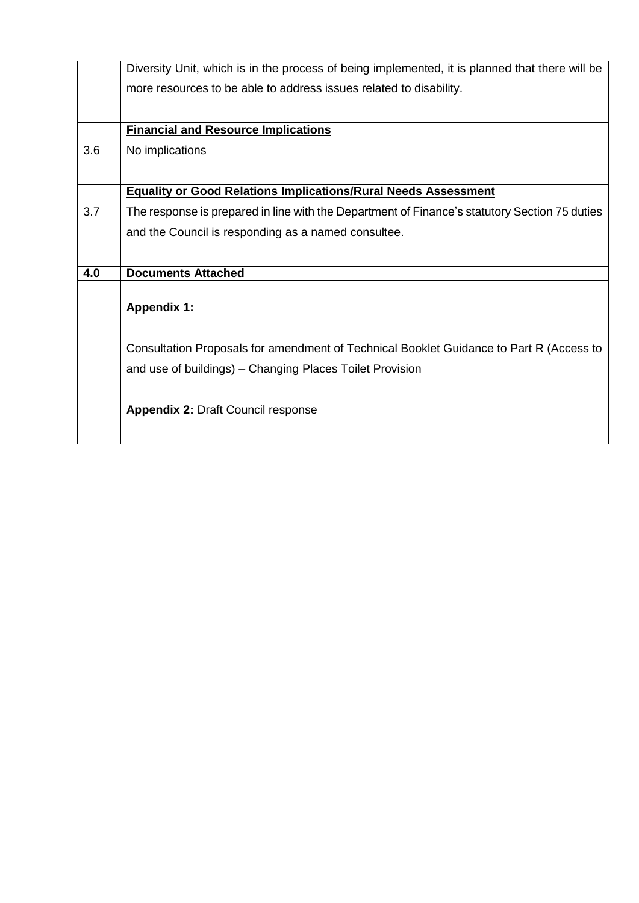| | |
|---|---|
| | Diversity Unit, which is in the process of being implemented, it is planned that there will be more resources to be able to address issues related to disability. |
| 3.6 | **Financial and Resource Implications**<br>No implications |
| 3.7 | **Equality or Good Relations Implications/Rural Needs Assessment**<br>The response is prepared in line with the Department of Finance's statutory Section 75 duties and the Council is responding as a named consultee. |
| **4.0** | **Documents Attached** |
| | **Appendix 1:**<br><br>Consultation Proposals for amendment of Technical Booklet Guidance to Part R (Access to and use of buildings) – Changing Places Toilet Provision<br><br>**Appendix 2:** Draft Council response |